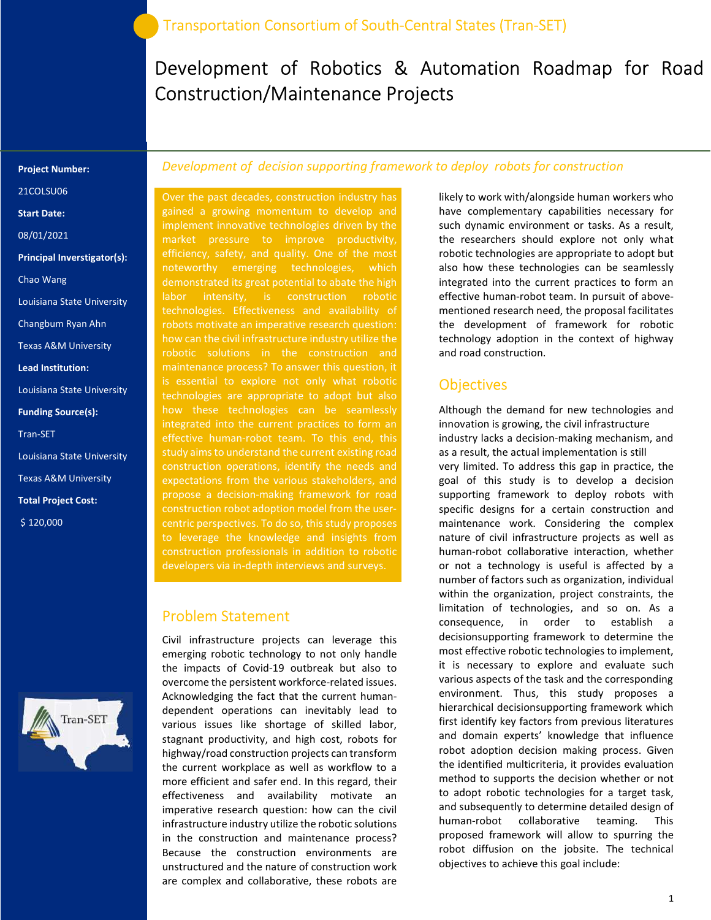Transportation Consortium of South-Central States (Tran-SET)

# Development of Robotics & Automation Roadmap for Road Construction/Maintenance Projects

**Project Number:**

21COLSU06

**Start Date:**

08/01/2021

**Principal Inverstigator(s):**

Chao Wang

Louisiana State University

Changbum Ryan Ahn

Texas A&M University

**Lead Institution:**

Louisiana State University

**Funding Source(s):**

Tran-SET

Louisiana State University

Texas A&M University

**Total Project Cost:**

$ 120,000

*Development of decision supporting framework to deploy robots for construction*

Over the past decades, construction industry has gained a growing momentum to develop and implement innovative technologies driven by the market pressure to improve productivity, efficiency, safety, and quality. One of the most noteworthy emerging technologies, which demonstrated its great potential to abate the high labor intensity, is construction robotic technologies. Effectiveness and availability of robots motivate an imperative research question: how can the civil infrastructure industry utilize the robotic solutions in the construction and maintenance process? To answer this question, it is essential to explore not only what robotic technologies are appropriate to adopt but also how these technologies can be seamlessly integrated into the current practices to form an effective human-robot team. To this end, this study aims to understand the current existing road construction operations, identify the needs and expectations from the various stakeholders, and propose a decision-making framework for road construction robot adoption model from the user-centric perspectives. To do so, this study proposes to leverage the knowledge and insights from construction professionals in addition to robotic developers via in-depth interviews and surveys.

## Problem Statement

Civil infrastructure projects can leverage this emerging robotic technology to not only handle the impacts of Covid-19 outbreak but also to overcome the persistent workforce-related issues. Acknowledging the fact that the current human-dependent operations can inevitably lead to various issues like shortage of skilled labor, stagnant productivity, and high cost, robots for highway/road construction projects can transform the current workplace as well as workflow to a more efficient and safer end. In this regard, their effectiveness and availability motivate an imperative research question: how can the civil infrastructure industry utilize the robotic solutions in the construction and maintenance process? Because the construction environments are unstructured and the nature of construction work are complex and collaborative, these robots are likely to work with/alongside human workers who have complementary capabilities necessary for such dynamic environment or tasks. As a result, the researchers should explore not only what robotic technologies are appropriate to adopt but also how these technologies can be seamlessly integrated into the current practices to form an effective human-robot team. In pursuit of above-mentioned research need, the proposal facilitates the development of framework for robotic technology adoption in the context of highway and road construction.

## Objectives

Although the demand for new technologies and innovation is growing, the civil infrastructure industry lacks a decision-making mechanism, and as a result, the actual implementation is still very limited. To address this gap in practice, the goal of this study is to develop a decision supporting framework to deploy robots with specific designs for a certain construction and maintenance work. Considering the complex nature of civil infrastructure projects as well as human-robot collaborative interaction, whether or not a technology is useful is affected by a number of factors such as organization, individual within the organization, project constraints, the limitation of technologies, and so on. As a consequence, in order to establish a decisionsupporting framework to determine the most effective robotic technologies to implement, it is necessary to explore and evaluate such various aspects of the task and the corresponding environment. Thus, this study proposes a hierarchical decisionsupporting framework which first identify key factors from previous literatures and domain experts' knowledge that influence robot adoption decision making process. Given the identified multicriteria, it provides evaluation method to supports the decision whether or not to adopt robotic technologies for a target task, and subsequently to determine detailed design of human-robot collaborative teaming. This proposed framework will allow to spurring the robot diffusion on the jobsite. The technical objectives to achieve this goal include: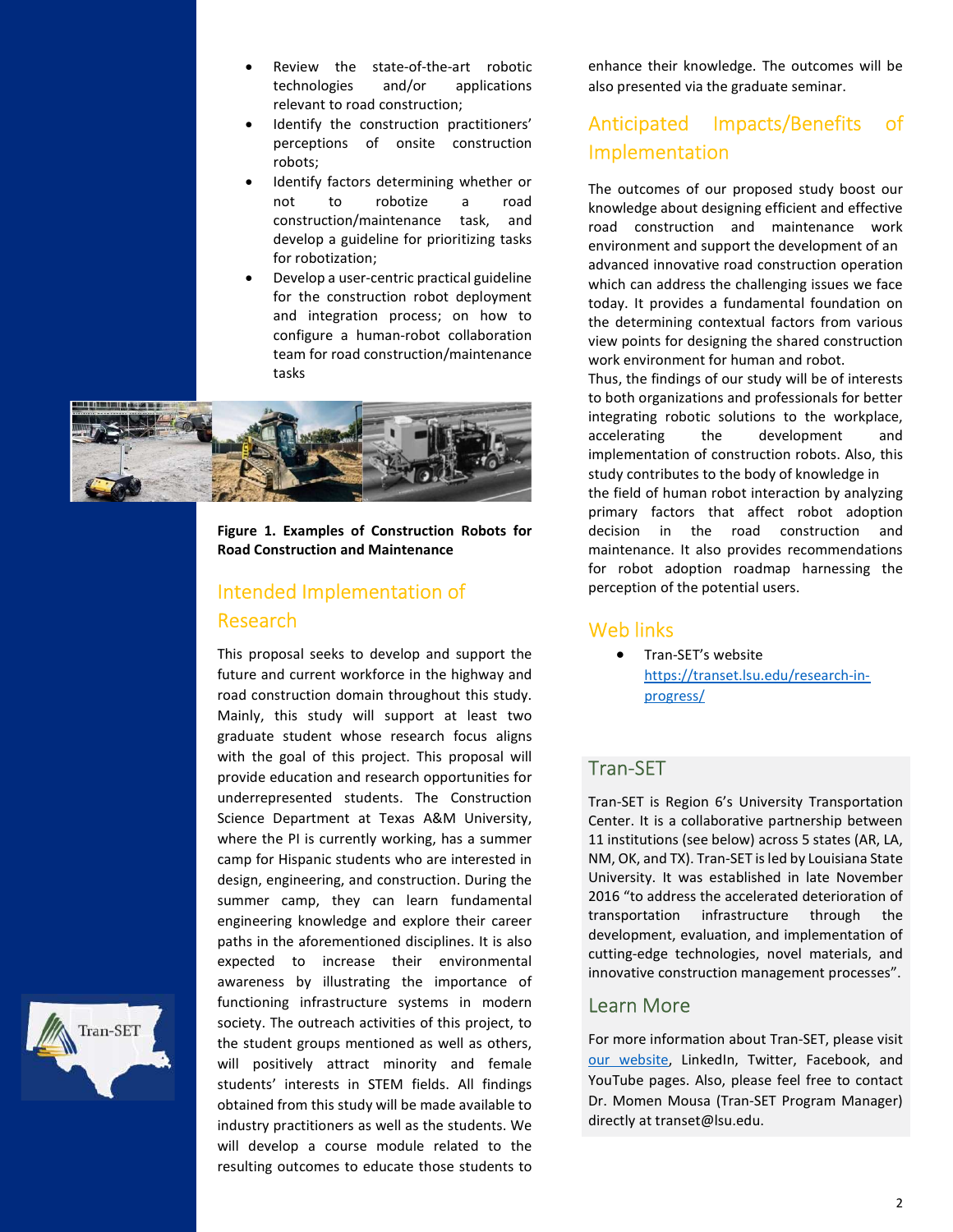- Review the state-of-the-art robotic technologies and/or applications relevant to road construction;
- Identify the construction practitioners' perceptions of onsite construction robots;
- Identify factors determining whether or not to robotize a road construction/maintenance task, and develop a guideline for prioritizing tasks for robotization;
- Develop a user-centric practical guideline for the construction robot deployment and integration process; on how to configure a human-robot collaboration team for road construction/maintenance tasks

**Figure 1. Examples of Construction Robots for Road Construction and Maintenance**

## Intended Implementation of Research

This proposal seeks to develop and support the future and current workforce in the highway and road construction domain throughout this study. Mainly, this study will support at least two graduate student whose research focus aligns with the goal of this project. This proposal will provide education and research opportunities for underrepresented students. The Construction Science Department at Texas A&M University, where the PI is currently working, has a summer camp for Hispanic students who are interested in design, engineering, and construction. During the summer camp, they can learn fundamental engineering knowledge and explore their career paths in the aforementioned disciplines. It is also expected to increase their environmental awareness by illustrating the importance of functioning infrastructure systems in modern society. The outreach activities of this project, to the student groups mentioned as well as others, will positively attract minority and female students' interests in STEM fields. All findings obtained from this study will be made available to industry practitioners as well as the students. We will develop a course module related to the resulting outcomes to educate those students to enhance their knowledge. The outcomes will be also presented via the graduate seminar.

## Anticipated Impacts/Benefits of Implementation

The outcomes of our proposed study boost our knowledge about designing efficient and effective road construction and maintenance work environment and support the development of an advanced innovative road construction operation which can address the challenging issues we face today. It provides a fundamental foundation on the determining contextual factors from various view points for designing the shared construction work environment for human and robot.

Thus, the findings of our study will be of interests to both organizations and professionals for better integrating robotic solutions to the workplace, accelerating the development and implementation of construction robots. Also, this study contributes to the body of knowledge in the field of human robot interaction by analyzing primary factors that affect robot adoption decision in the road construction and maintenance. It also provides recommendations for robot adoption roadmap harnessing the perception of the potential users.

## Web links

- Tran-SET's website https://transet.lsu.edu/research-in-progress/

## Tran-SET

Tran-SET is Region 6's University Transportation Center. It is a collaborative partnership between 11 institutions (see below) across 5 states (AR, LA, NM, OK, and TX). Tran-SET is led by Louisiana State University. It was established in late November 2016 "to address the accelerated deterioration of transportation infrastructure through the development, evaluation, and implementation of cutting-edge technologies, novel materials, and innovative construction management processes".

## Learn More

For more information about Tran-SET, please visit our website, LinkedIn, Twitter, Facebook, and YouTube pages. Also, please feel free to contact Dr. Momen Mousa (Tran-SET Program Manager) directly at transet@lsu.edu.